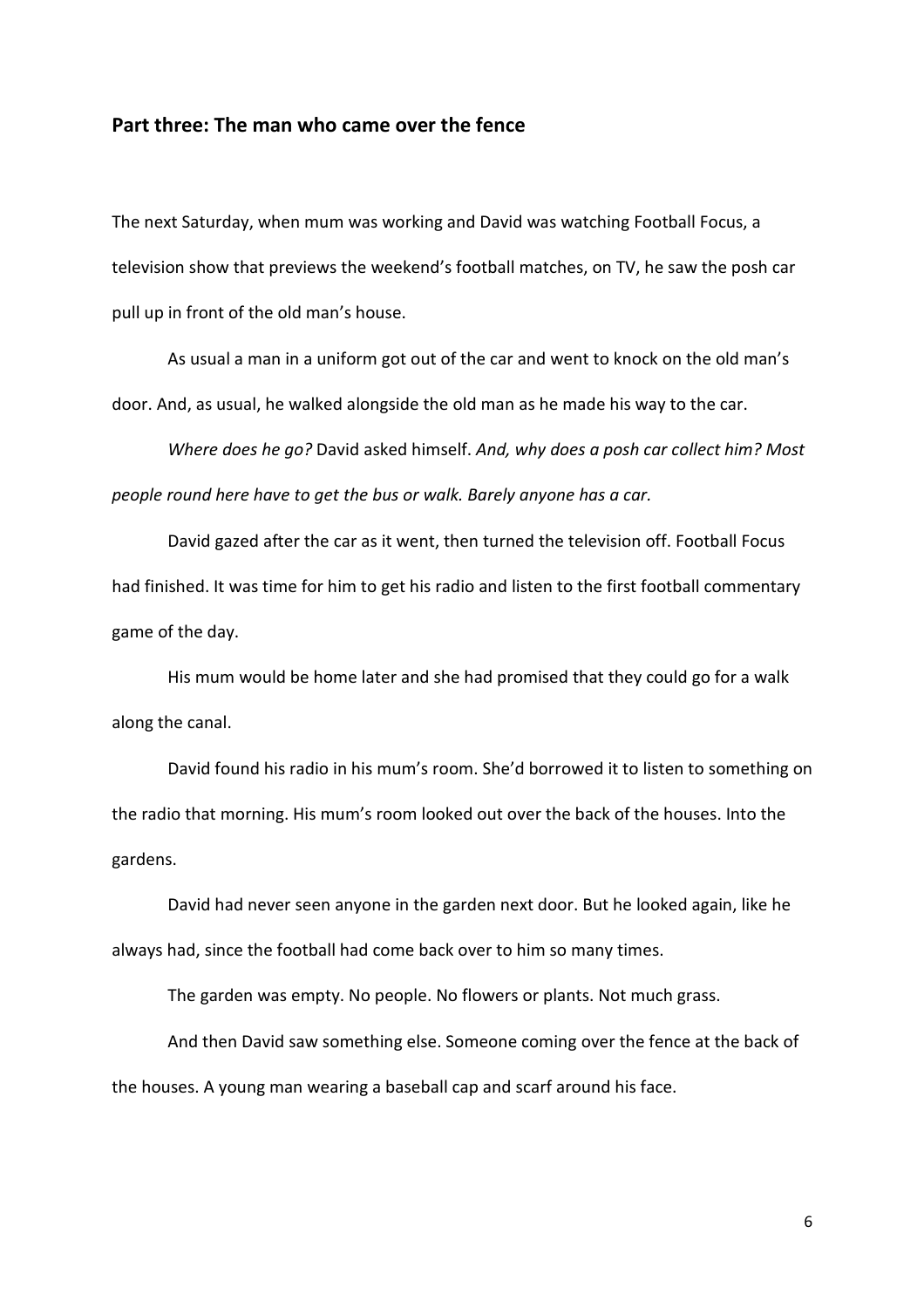## Part three: The man who came over the fence

The next Saturday, when mum was working and David was watching Football Focus, a television show that previews the weekend's football matches, on TV, he saw the posh car pull up in front of the old man's house.

As usual a man in a uniform got out of the car and went to knock on the old man's door. And, as usual, he walked alongside the old man as he made his way to the car.

*Where does he go?* David asked himself. *And, why does a posh car collect him? Most people round here have to get the bus or walk. Barely anyone has a car.*

David gazed after the car as it went, then turned the television off. Football Focus had finished. It was time for him to get his radio and listen to the first football commentary game of the day.

His mum would be home later and she had promised that they could go for a walk along the canal.

David found his radio in his mum's room. She'd borrowed it to listen to something on the radio that morning. His mum's room looked out over the back of the houses. Into the gardens.

David had never seen anyone in the garden next door. But he looked again, like he always had, since the football had come back over to him so many times.

The garden was empty. No people. No flowers or plants. Not much grass.

And then David saw something else. Someone coming over the fence at the back of the houses. A young man wearing a baseball cap and scarf around his face.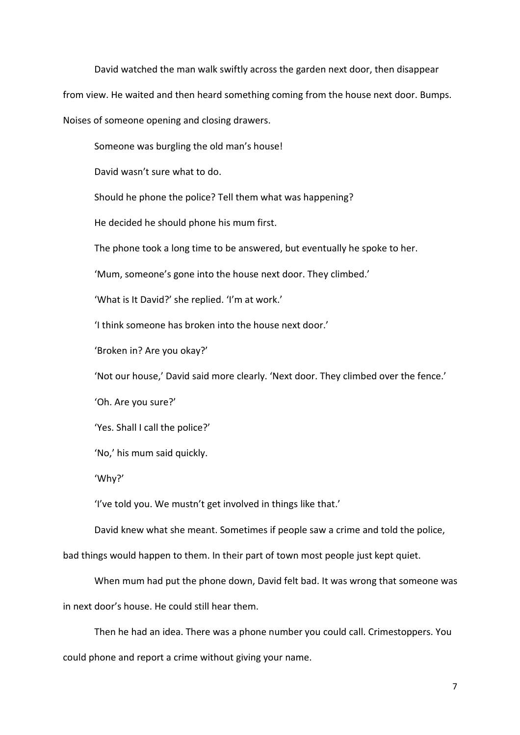David watched the man walk swiftly across the garden next door, then disappear from view. He waited and then heard something coming from the house next door. Bumps. Noises of someone opening and closing drawers.

Someone was burgling the old man's house!

David wasn't sure what to do.

Should he phone the police? Tell them what was happening?

He decided he should phone his mum first.

The phone took a long time to be answered, but eventually he spoke to her.

'Mum, someone's gone into the house next door. They climbed.'

'What is It David?' she replied. 'I'm at work.'

'I think someone has broken into the house next door.'

'Broken in? Are you okay?'

'Not our house,' David said more clearly. 'Next door. They climbed over the fence.'

'Oh. Are you sure?'

'Yes. Shall I call the police?'

'No,' his mum said quickly.

'Why?'

'I've told you. We mustn't get involved in things like that.'

David knew what she meant. Sometimes if people saw a crime and told the police, bad things would happen to them. In their part of town most people just kept quiet.

When mum had put the phone down, David felt bad. It was wrong that someone was in next door's house. He could still hear them.

Then he had an idea. There was a phone number you could call. Crimestoppers. You could phone and report a crime without giving your name.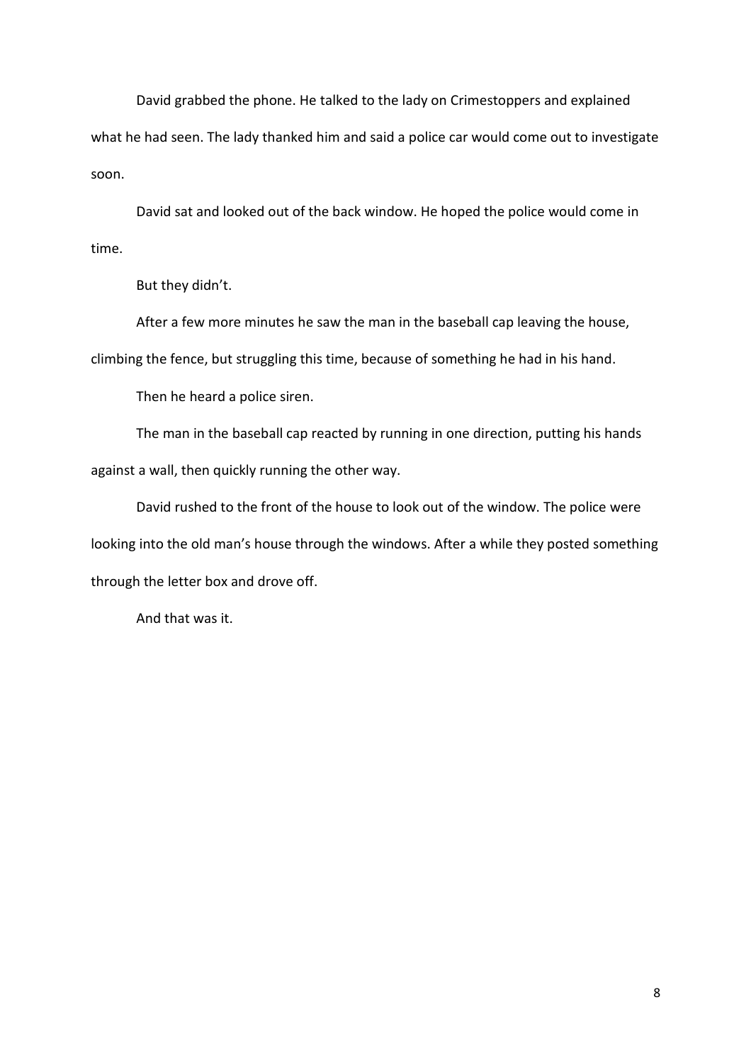David grabbed the phone. He talked to the lady on Crimestoppers and explained what he had seen. The lady thanked him and said a police car would come out to investigate soon.

David sat and looked out of the back window. He hoped the police would come in time.

But they didn't.

After a few more minutes he saw the man in the baseball cap leaving the house, climbing the fence, but struggling this time, because of something he had in his hand.

Then he heard a police siren.

The man in the baseball cap reacted by running in one direction, putting his hands against a wall, then quickly running the other way.

David rushed to the front of the house to look out of the window. The police were looking into the old man's house through the windows. After a while they posted something through the letter box and drove off.

And that was it.